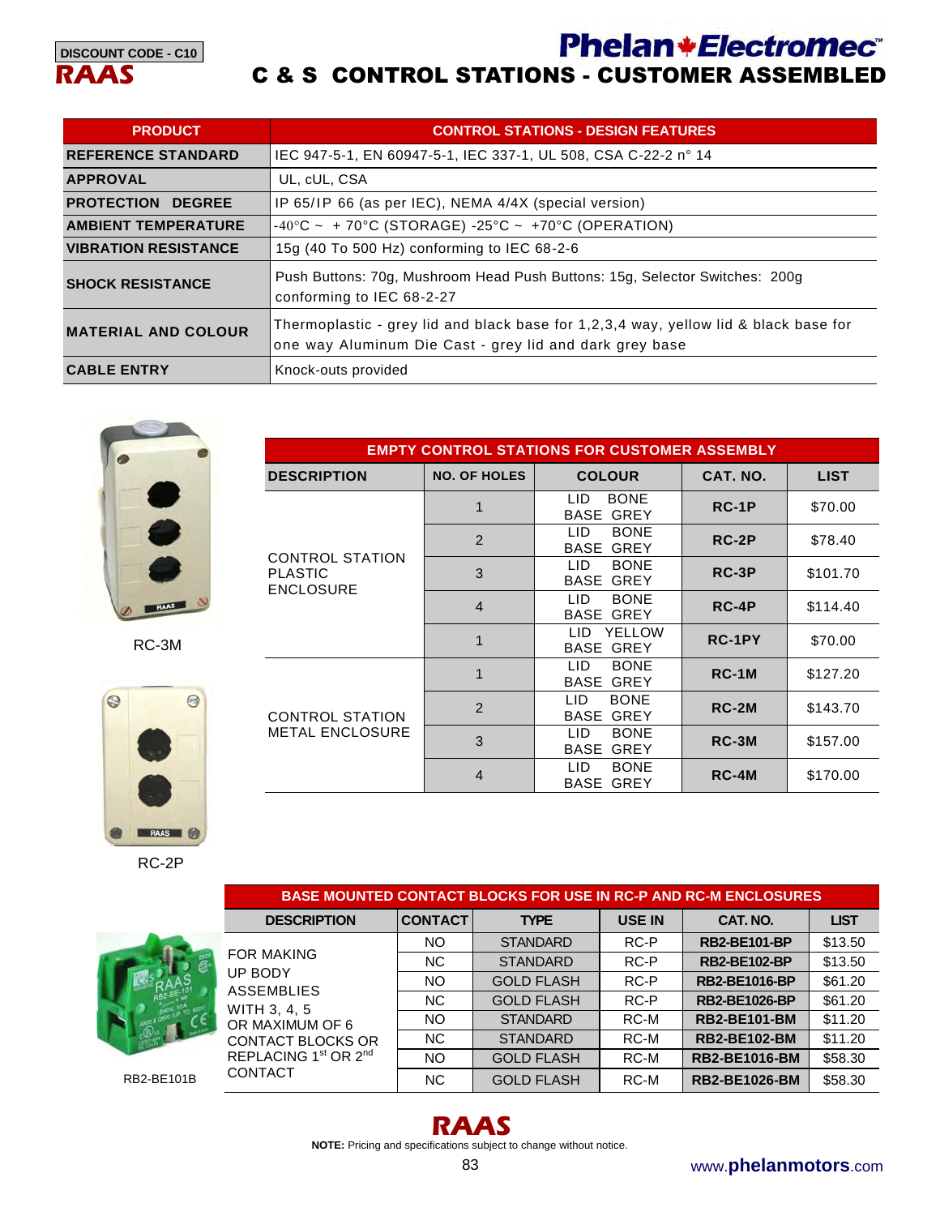DISCOUNT CODE - C10

RAAS

Phelan Electromec

# C & S CONTROL STATIONS - CUSTOMER ASSEMBLED

| PRODUCT | CONTROL STATIONS - DESIGN FEATURES |
|---|---|
| REFERENCE STANDARD | IEC 947-5-1, EN 60947-5-1, IEC 337-1, UL 508, CSA C-22-2 n° 14 |
| APPROVAL | UL, cUL, CSA |
| PROTECTION DEGREE | IP 65/IP 66 (as per IEC), NEMA 4/4X (special version) |
| AMBIENT TEMPERATURE | -40°C ~ + 70°C (STORAGE) -25°C ~ +70°C (OPERATION) |
| VIBRATION RESISTANCE | 15g (40 To 500 Hz) conforming to IEC 68-2-6 |
| SHOCK RESISTANCE | Push Buttons: 70g, Mushroom Head Push Buttons: 15g, Selector Switches: 200g conforming to IEC 68-2-27 |
| MATERIAL AND COLOUR | Thermoplastic - grey lid and black base for 1,2,3,4 way, yellow lid & black base for one way Aluminum Die Cast - grey lid and dark grey base |
| CABLE ENTRY | Knock-outs provided |

RC-3M

RC-2P

| EMPTY CONTROL STATIONS FOR CUSTOMER ASSEMBLY | | | | |
|---|---|---|---|---|
| DESCRIPTION | NO. OF HOLES | COLOUR | CAT. NO. | LIST |
| CONTROL STATION PLASTIC ENCLOSURE | 1 | LID BONE BASE GREY | RC-1P | $70.00 |
| | 2 | LID BONE BASE GREY | RC-2P | $78.40 |
| | 3 | LID BONE BASE GREY | RC-3P | $101.70 |
| | 4 | LID BONE BASE GREY | RC-4P | $114.40 |
| | 1 | LID YELLOW BASE GREY | RC-1PY | $70.00 |
| CONTROL STATION METAL ENCLOSURE | 1 | LID BONE BASE GREY | RC-1M | $127.20 |
| | 2 | LID BONE BASE GREY | RC-2M | $143.70 |
| | 3 | LID BONE BASE GREY | RC-3M | $157.00 |
| | 4 | LID BONE BASE GREY | RC-4M | $170.00 |

RB2-BE101B

| BASE MOUNTED CONTACT BLOCKS FOR USE IN RC-P AND RC-M ENCLOSURES | | | | | |
|---|---|---|---|---|---|
| DESCRIPTION | CONTACT | TYPE | USE IN | CAT. NO. | LIST |
| FOR MAKING UP BODY ASSEMBLIES WITH 3, 4, 5 OR MAXIMUM OF 6 CONTACT BLOCKS OR REPLACING 1st OR 2nd CONTACT | NO | STANDARD | RC-P | RB2-BE101-BP | $13.50 |
| | NC | STANDARD | RC-P | RB2-BE102-BP | $13.50 |
| | NO | GOLD FLASH | RC-P | RB2-BE1016-BP | $61.20 |
| | NC | GOLD FLASH | RC-P | RB2-BE1026-BP | $61.20 |
| | NO | STANDARD | RC-M | RB2-BE101-BM | $11.20 |
| | NC | STANDARD | RC-M | RB2-BE102-BM | $11.20 |
| | NO | GOLD FLASH | RC-M | RB2-BE1016-BM | $58.30 |
| | NC | GOLD FLASH | RC-M | RB2-BE1026-BM | $58.30 |

RAAS

**NOTE:** Pricing and specifications subject to change without notice.

www.phelanmotors.com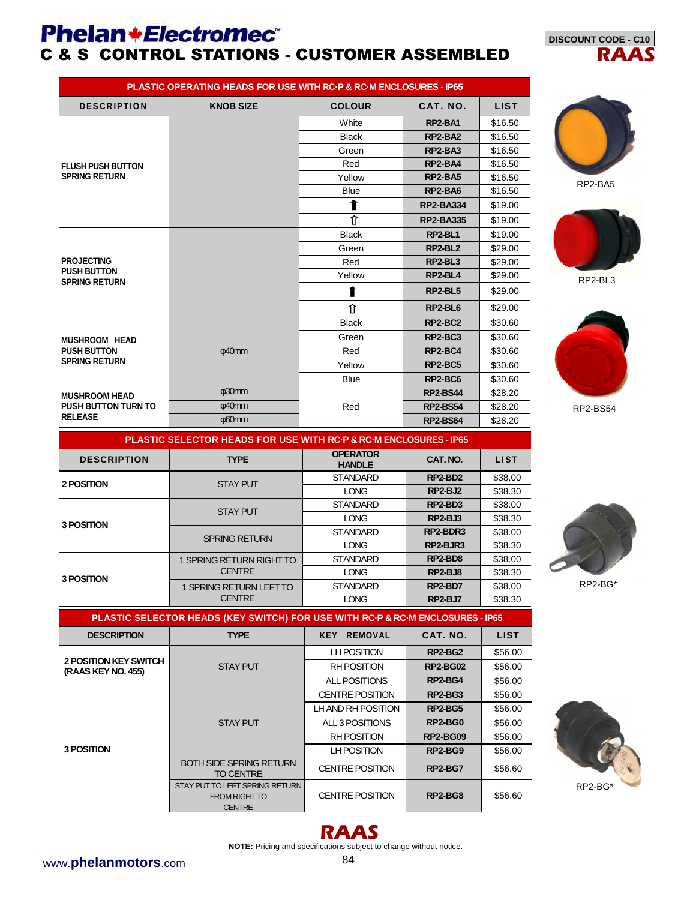# Phelan Electromec

## C & S CONTROL STATIONS - CUSTOMER ASSEMBLED

DISCOUNT CODE - C10

RAAS

| PLASTIC OPERATING HEADS FOR USE WITH RC·P & RC·M ENCLOSURES - IP65 | | | | |
|---|---|---|---|---|
| DESCRIPTION | KNOB SIZE | COLOUR | CAT. NO. | LIST |
| FLUSH PUSH BUTTON SPRING RETURN | | White | RP2-BA1 | $16.50 |
| | | Black | RP2-BA2 | $16.50 |
| | | Green | RP2-BA3 | $16.50 |
| | | Red | RP2-BA4 | $16.50 |
| | | Yellow | RP2-BA5 | $16.50 |
| | | Blue | RP2-BA6 | $16.50 |
| | | ⬆ | RP2-BA334 | $19.00 |
| | | ⇧ | RP2-BA335 | $19.00 |
| PROJECTING PUSH BUTTON SPRING RETURN | | Black | RP2-BL1 | $19.00 |
| | | Green | RP2-BL2 | $29.00 |
| | | Red | RP2-BL3 | $29.00 |
| | | Yellow | RP2-BL4 | $29.00 |
| | | ⬆ | RP2-BL5 | $29.00 |
| | | ⇧ | RP2-BL6 | $29.00 |
| MUSHROOM HEAD PUSH BUTTON SPRING RETURN | φ40mm | Black | RP2-BC2 | $30.60 |
| | | Green | RP2-BC3 | $30.60 |
| | | Red | RP2-BC4 | $30.60 |
| | | Yellow | RP2-BC5 | $30.60 |
| | | Blue | RP2-BC6 | $30.60 |
| MUSHROOM HEAD PUSH BUTTON TURN TO RELEASE | φ30mm | Red | RP2-BS44 | $28.20 |
| | φ40mm | | RP2-BS54 | $28.20 |
| | φ60mm | | RP2-BS64 | $28.20 |

RP2-BA5

RP2-BL3

RP2-BS54

| PLASTIC SELECTOR HEADS FOR USE WITH RC·P & RC·M ENCLOSURES - IP65 | | | | |
|---|---|---|---|---|
| DESCRIPTION | TYPE | OPERATOR HANDLE | CAT. NO. | LIST |
| 2 POSITION | STAY PUT | STANDARD | RP2-BD2 | $38.00 |
| | | LONG | RP2-BJ2 | $38.30 |
| 3 POSITION | STAY PUT | STANDARD | RP2-BD3 | $38.00 |
| | | LONG | RP2-BJ3 | $38.30 |
| | SPRING RETURN | STANDARD | RP2-BDR3 | $38.00 |
| | | LONG | RP2-BJR3 | $38.30 |
| 3 POSITION | 1 SPRING RETURN RIGHT TO CENTRE | STANDARD | RP2-BD8 | $38.00 |
| | | LONG | RP2-BJ8 | $38.30 |
| | 1 SPRING RETURN LEFT TO CENTRE | STANDARD | RP2-BD7 | $38.00 |
| | | LONG | RP2-BJ7 | $38.30 |

RP2-BG*

| PLASTIC SELECTOR HEADS (KEY SWITCH) FOR USE WITH RC·P & RC·M ENCLOSURES - IP65 | | | | |
|---|---|---|---|---|
| DESCRIPTION | TYPE | KEY REMOVAL | CAT. NO. | LIST |
| 2 POSITION KEY SWITCH (RAAS KEY NO. 455) | STAY PUT | LH POSITION | RP2-BG2 | $56.00 |
| | | RH POSITION | RP2-BG02 | $56.00 |
| | | ALL POSITIONS | RP2-BG4 | $56.00 |
| 3 POSITION | STAY PUT | CENTRE POSITION | RP2-BG3 | $56.00 |
| | | LH AND RH POSITION | RP2-BG5 | $56.00 |
| | | ALL 3 POSITIONS | RP2-BG0 | $56.00 |
| | | RH POSITION | RP2-BG09 | $56.00 |
| | | LH POSITION | RP2-BG9 | $56.00 |
| | BOTH SIDE SPRING RETURN TO CENTRE | CENTRE POSITION | RP2-BG7 | $56.60 |
| | STAY PUT TO LEFT SPRING RETURN FROM RIGHT TO CENTRE | CENTRE POSITION | RP2-BG8 | $56.60 |

RP2-BG*

RAAS

**NOTE:** Pricing and specifications subject to change without notice.

www.**phelanmotors**.com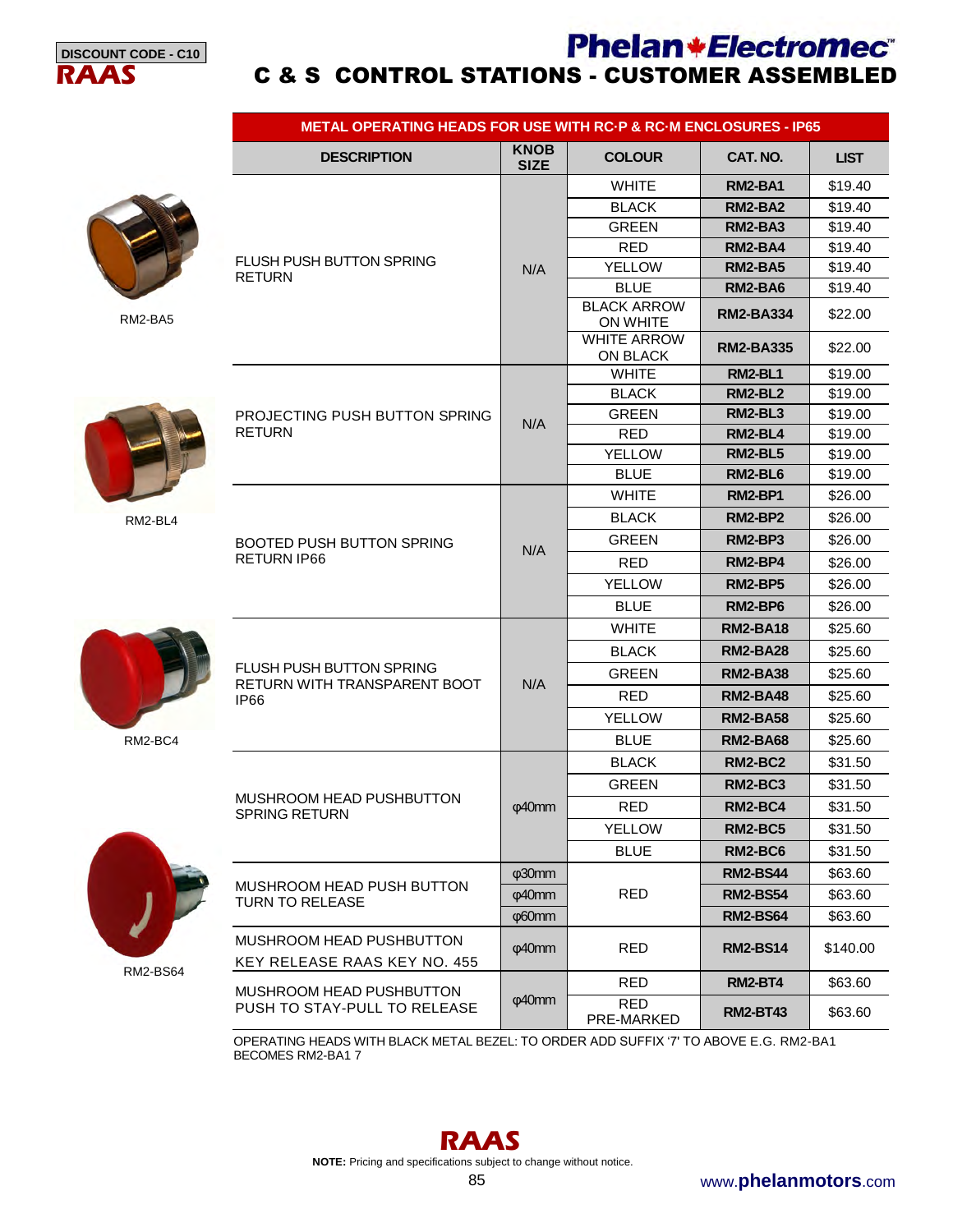DISCOUNT CODE - C10

RAAS

Phelan Electromec

# C & S CONTROL STATIONS - CUSTOMER ASSEMBLED

| METAL OPERATING HEADS FOR USE WITH RC·P & RC·M ENCLOSURES - IP65 | | | | |
|---|---|---|---|---|
| DESCRIPTION | KNOB SIZE | COLOUR | CAT. NO. | LIST |
| FLUSH PUSH BUTTON SPRING RETURN | N/A | WHITE | **RM2-BA1** | $19.40 |
| | | BLACK | **RM2-BA2** | $19.40 |
| | | GREEN | **RM2-BA3** | $19.40 |
| | | RED | **RM2-BA4** | $19.40 |
| | | YELLOW | **RM2-BA5** | $19.40 |
| | | BLUE | **RM2-BA6** | $19.40 |
| | | BLACK ARROW ON WHITE | **RM2-BA334** | $22.00 |
| | | WHITE ARROW ON BLACK | **RM2-BA335** | $22.00 |
| PROJECTING PUSH BUTTON SPRING RETURN | N/A | WHITE | **RM2-BL1** | $19.00 |
| | | BLACK | **RM2-BL2** | $19.00 |
| | | GREEN | **RM2-BL3** | $19.00 |
| | | RED | **RM2-BL4** | $19.00 |
| | | YELLOW | **RM2-BL5** | $19.00 |
| | | BLUE | **RM2-BL6** | $19.00 |
| BOOTED PUSH BUTTON SPRING RETURN IP66 | N/A | WHITE | **RM2-BP1** | $26.00 |
| | | BLACK | **RM2-BP2** | $26.00 |
| | | GREEN | **RM2-BP3** | $26.00 |
| | | RED | **RM2-BP4** | $26.00 |
| | | YELLOW | **RM2-BP5** | $26.00 |
| | | BLUE | **RM2-BP6** | $26.00 |
| FLUSH PUSH BUTTON SPRING RETURN WITH TRANSPARENT BOOT IP66 | N/A | WHITE | **RM2-BA18** | $25.60 |
| | | BLACK | **RM2-BA28** | $25.60 |
| | | GREEN | **RM2-BA38** | $25.60 |
| | | RED | **RM2-BA48** | $25.60 |
| | | YELLOW | **RM2-BA58** | $25.60 |
| | | BLUE | **RM2-BA68** | $25.60 |
| MUSHROOM HEAD PUSHBUTTON SPRING RETURN | φ40mm | BLACK | **RM2-BC2** | $31.50 |
| | | GREEN | **RM2-BC3** | $31.50 |
| | | RED | **RM2-BC4** | $31.50 |
| | | YELLOW | **RM2-BC5** | $31.50 |
| | | BLUE | **RM2-BC6** | $31.50 |
| MUSHROOM HEAD PUSH BUTTON TURN TO RELEASE | φ30mm | RED | **RM2-BS44** | $63.60 |
| | φ40mm | | **RM2-BS54** | $63.60 |
| | φ60mm | | **RM2-BS64** | $63.60 |
| MUSHROOM HEAD PUSHBUTTON KEY RELEASE RAAS KEY NO. 455 | φ40mm | RED | **RM2-BS14** | $140.00 |
| MUSHROOM HEAD PUSHBUTTON PUSH TO STAY-PULL TO RELEASE | φ40mm | RED | **RM2-BT4** | $63.60 |
| | | RED PRE-MARKED | **RM2-BT43** | $63.60 |

OPERATING HEADS WITH BLACK METAL BEZEL: TO ORDER ADD SUFFIX '7' TO ABOVE E.G. RM2-BA1 BECOMES RM2-BA1 7

RM2-BA5

RM2-BL4

RM2-BC4

RM2-BS64

RAAS

**NOTE:** Pricing and specifications subject to change without notice.

www.**phelanmotors**.com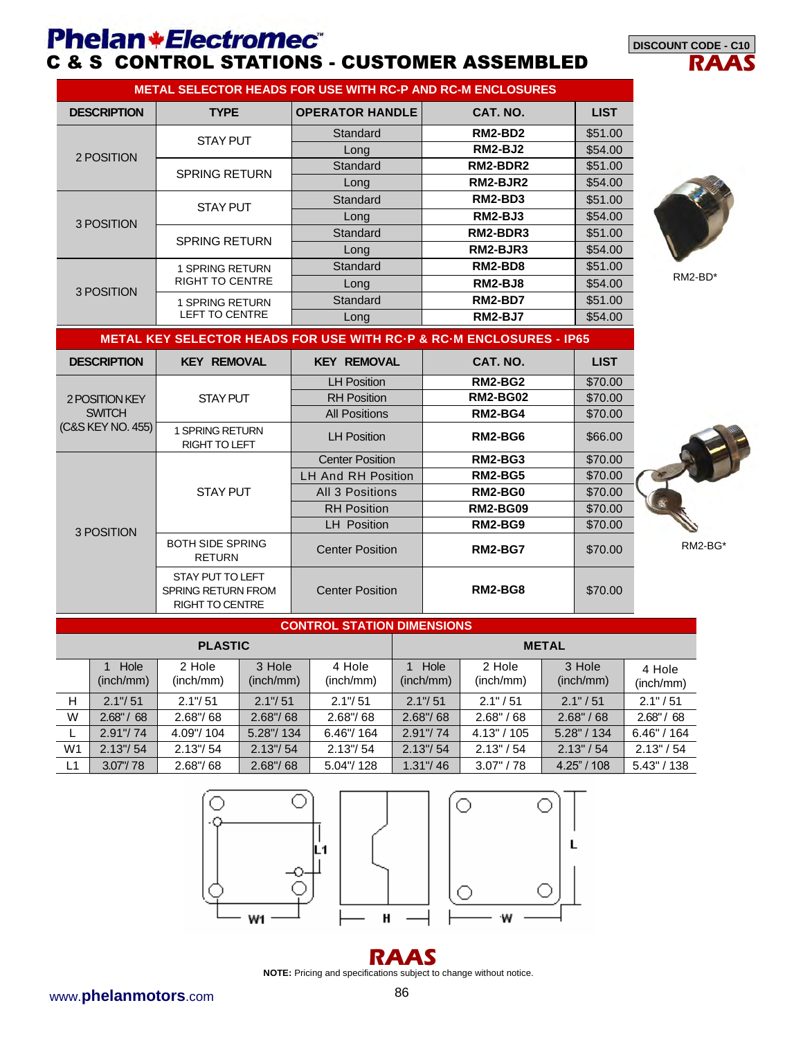# Phelan Electromec

## C & S CONTROL STATIONS - CUSTOMER ASSEMBLED

DISCOUNT CODE - C10

RAAS

### METAL SELECTOR HEADS FOR USE WITH RC-P AND RC-M ENCLOSURES

| DESCRIPTION | TYPE | OPERATOR HANDLE | CAT. NO. | LIST |
|---|---|---|---|---|
| 2 POSITION | STAY PUT | Standard | RM2-BD2 | $51.00 |
| | | Long | RM2-BJ2 | $54.00 |
| | SPRING RETURN | Standard | RM2-BDR2 | $51.00 |
| | | Long | RM2-BJR2 | $54.00 |
| 3 POSITION | STAY PUT | Standard | RM2-BD3 | $51.00 |
| | | Long | RM2-BJ3 | $54.00 |
| | SPRING RETURN | Standard | RM2-BDR3 | $51.00 |
| | | Long | RM2-BJR3 | $54.00 |
| 3 POSITION | 1 SPRING RETURN RIGHT TO CENTRE | Standard | RM2-BD8 | $51.00 |
| | | Long | RM2-BJ8 | $54.00 |
| | 1 SPRING RETURN LEFT TO CENTRE | Standard | RM2-BD7 | $51.00 |
| | | Long | RM2-BJ7 | $54.00 |

RM2-BD*

### METAL KEY SELECTOR HEADS FOR USE WITH RC·P & RC·M ENCLOSURES - IP65

| DESCRIPTION | KEY REMOVAL | KEY REMOVAL | CAT. NO. | LIST |
|---|---|---|---|---|
| 2 POSITION KEY SWITCH (C&S KEY NO. 455) | STAY PUT | LH Position | RM2-BG2 | $70.00 |
| | | RH Position | RM2-BG02 | $70.00 |
| | | All Positions | RM2-BG4 | $70.00 |
| | 1 SPRING RETURN RIGHT TO LEFT | LH Position | RM2-BG6 | $66.00 |
| 3 POSITION | STAY PUT | Center Position | RM2-BG3 | $70.00 |
| | | LH And RH Position | RM2-BG5 | $70.00 |
| | | All 3 Positions | RM2-BG0 | $70.00 |
| | | RH Position | RM2-BG09 | $70.00 |
| | | LH Position | RM2-BG9 | $70.00 |
| | BOTH SIDE SPRING RETURN | Center Position | RM2-BG7 | $70.00 |
| | STAY PUT TO LEFT SPRING RETURN FROM RIGHT TO CENTRE | Center Position | RM2-BG8 | $70.00 |

RM2-BG*

### CONTROL STATION DIMENSIONS

| | PLASTIC | | | | METAL | | | |
|---|---|---|---|---|---|---|---|---|
| | 1 Hole (inch/mm) | 2 Hole (inch/mm) | 3 Hole (inch/mm) | 4 Hole (inch/mm) | 1 Hole (inch/mm) | 2 Hole (inch/mm) | 3 Hole (inch/mm) | 4 Hole (inch/mm) |
| H | 2.1"/ 51 | 2.1"/ 51 | 2.1"/ 51 | 2.1"/ 51 | 2.1"/ 51 | 2.1" / 51 | 2.1" / 51 | 2.1" / 51 |
| W | 2.68" / 68 | 2.68"/ 68 | 2.68"/ 68 | 2.68"/ 68 | 2.68"/ 68 | 2.68" / 68 | 2.68" / 68 | 2.68" / 68 |
| L | 2.91"/ 74 | 4.09"/ 104 | 5.28"/ 134 | 6.46"/ 164 | 2.91"/ 74 | 4.13" / 105 | 5.28" / 134 | 6.46" / 164 |
| W1 | 2.13"/ 54 | 2.13"/ 54 | 2.13"/ 54 | 2.13"/ 54 | 2.13"/ 54 | 2.13" / 54 | 2.13" / 54 | 2.13" / 54 |
| L1 | 3.07"/ 78 | 2.68"/ 68 | 2.68"/ 68 | 5.04"/ 128 | 1.31"/ 46 | 3.07" / 78 | 4.25" / 108 | 5.43" / 138 |

W1 H W L1 L

RAAS

**NOTE:** Pricing and specifications subject to change without notice.

www.**phelanmotors**.com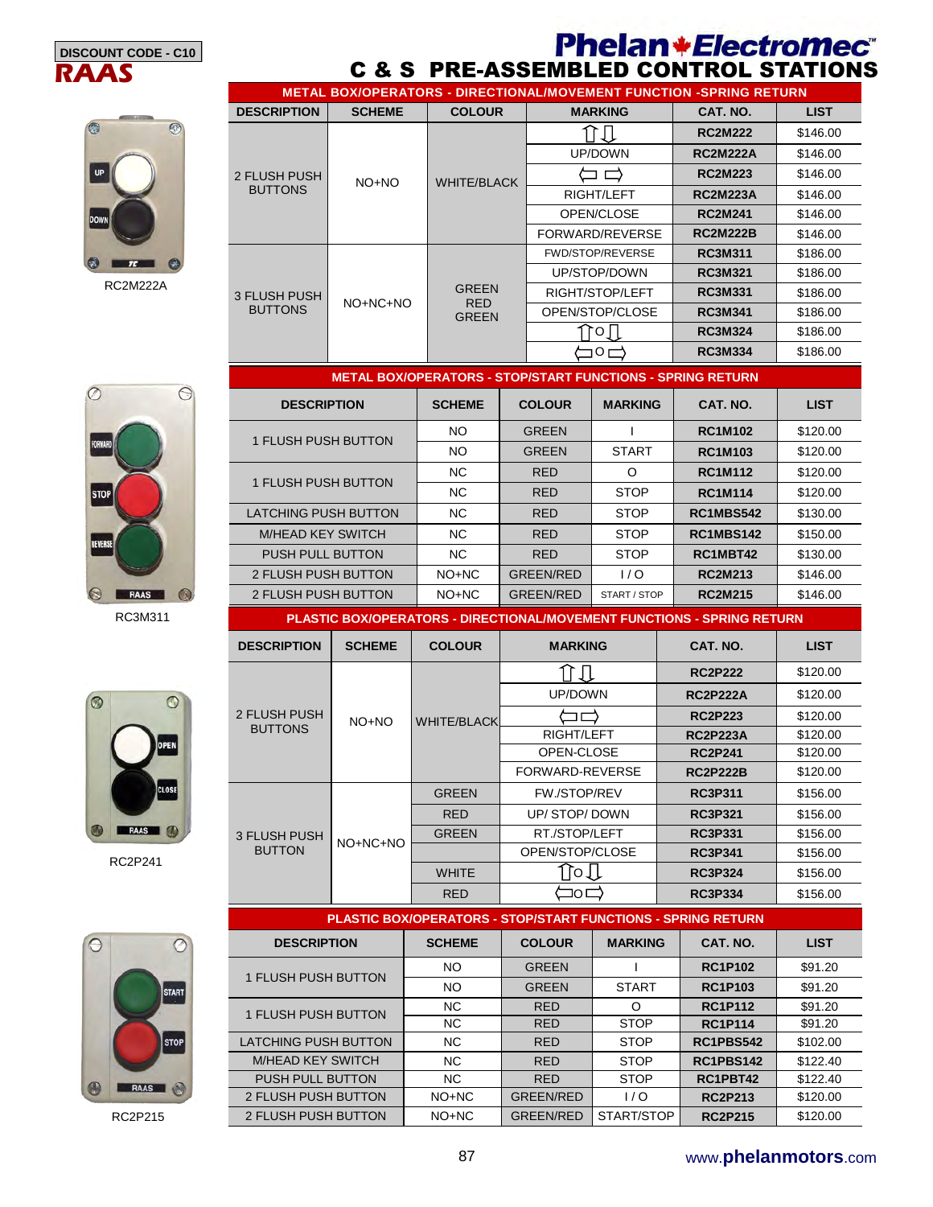DISCOUNT CODE - C10

RAAS

# Phelan Electromec

## C & S PRE-ASSEMBLED CONTROL STATIONS

RC2M222A

RC3M311

RC2P241

RC2P215

| METAL BOX/OPERATORS - DIRECTIONAL/MOVEMENT FUNCTION -SPRING RETURN | | | | | |
|---|---|---|---|---|---|
| DESCRIPTION | SCHEME | COLOUR | MARKING | CAT. NO. | LIST |
| 2 FLUSH PUSH BUTTONS | NO+NO | WHITE/BLACK | ⇧⇩ | RC2M222 | $146.00 |
| | | | UP/DOWN | RC2M222A | $146.00 |
| | | | ⇦⇨ | RC2M223 | $146.00 |
| | | | RIGHT/LEFT | RC2M223A | $146.00 |
| | | | OPEN/CLOSE | RC2M241 | $146.00 |
| | | | FORWARD/REVERSE | RC2M222B | $146.00 |
| 3 FLUSH PUSH BUTTONS | NO+NC+NO | GREEN RED GREEN | FWD/STOP/REVERSE | RC3M311 | $186.00 |
| | | | UP/STOP/DOWN | RC3M321 | $186.00 |
| | | | RIGHT/STOP/LEFT | RC3M331 | $186.00 |
| | | | OPEN/STOP/CLOSE | RC3M341 | $186.00 |
| | | | ⇧O⇩ | RC3M324 | $186.00 |
| | | | ⇦O⇨ | RC3M334 | $186.00 |

| METAL BOX/OPERATORS - STOP/START FUNCTIONS - SPRING RETURN | | | | | |
|---|---|---|---|---|---|
| DESCRIPTION | SCHEME | COLOUR | MARKING | CAT. NO. | LIST |
| 1 FLUSH PUSH BUTTON | NO | GREEN | I | RC1M102 | $120.00 |
| | NO | GREEN | START | RC1M103 | $120.00 |
| 1 FLUSH PUSH BUTTON | NC | RED | O | RC1M112 | $120.00 |
| | NC | RED | STOP | RC1M114 | $120.00 |
| LATCHING PUSH BUTTON | NC | RED | STOP | RC1MBS542 | $130.00 |
| M/HEAD KEY SWITCH | NC | RED | STOP | RC1MBS142 | $150.00 |
| PUSH PULL BUTTON | NC | RED | STOP | RC1MBT42 | $130.00 |
| 2 FLUSH PUSH BUTTON | NO+NC | GREEN/RED | I / O | RC2M213 | $146.00 |
| 2 FLUSH PUSH BUTTON | NO+NC | GREEN/RED | START / STOP | RC2M215 | $146.00 |

| PLASTIC BOX/OPERATORS - DIRECTIONAL/MOVEMENT FUNCTIONS - SPRING RETURN | | | | | |
|---|---|---|---|---|---|
| DESCRIPTION | SCHEME | COLOUR | MARKING | CAT. NO. | LIST |
| 2 FLUSH PUSH BUTTONS | NO+NO | WHITE/BLACK | ⇧⇩ | RC2P222 | $120.00 |
| | | | UP/DOWN | RC2P222A | $120.00 |
| | | | ⇦⇨ | RC2P223 | $120.00 |
| | | | RIGHT/LEFT | RC2P223A | $120.00 |
| | | | OPEN-CLOSE | RC2P241 | $120.00 |
| | | | FORWARD-REVERSE | RC2P222B | $120.00 |
| 3 FLUSH PUSH BUTTON | NO+NC+NO | GREEN | FW./STOP/REV | RC3P311 | $156.00 |
| | | RED | UP/ STOP/ DOWN | RC3P321 | $156.00 |
| | | GREEN | RT./STOP/LEFT | RC3P331 | $156.00 |
| | | | OPEN/STOP/CLOSE | RC3P341 | $156.00 |
| | | WHITE | ⇧O⇩ | RC3P324 | $156.00 |
| | | RED | ⇦O⇨ | RC3P334 | $156.00 |

| PLASTIC BOX/OPERATORS - STOP/START FUNCTIONS - SPRING RETURN | | | | | |
|---|---|---|---|---|---|
| DESCRIPTION | SCHEME | COLOUR | MARKING | CAT. NO. | LIST |
| 1 FLUSH PUSH BUTTON | NO | GREEN | I | RC1P102 | $91.20 |
| | NO | GREEN | START | RC1P103 | $91.20 |
| 1 FLUSH PUSH BUTTON | NC | RED | O | RC1P112 | $91.20 |
| | NC | RED | STOP | RC1P114 | $91.20 |
| LATCHING PUSH BUTTON | NC | RED | STOP | RC1PBS542 | $102.00 |
| M/HEAD KEY SWITCH | NC | RED | STOP | RC1PBS142 | $122.40 |
| PUSH PULL BUTTON | NC | RED | STOP | RC1PBT42 | $122.40 |
| 2 FLUSH PUSH BUTTON | NO+NC | GREEN/RED | I / O | RC2P213 | $120.00 |
| 2 FLUSH PUSH BUTTON | NO+NC | GREEN/RED | START/STOP | RC2P215 | $120.00 |

www.phelanmotors.com